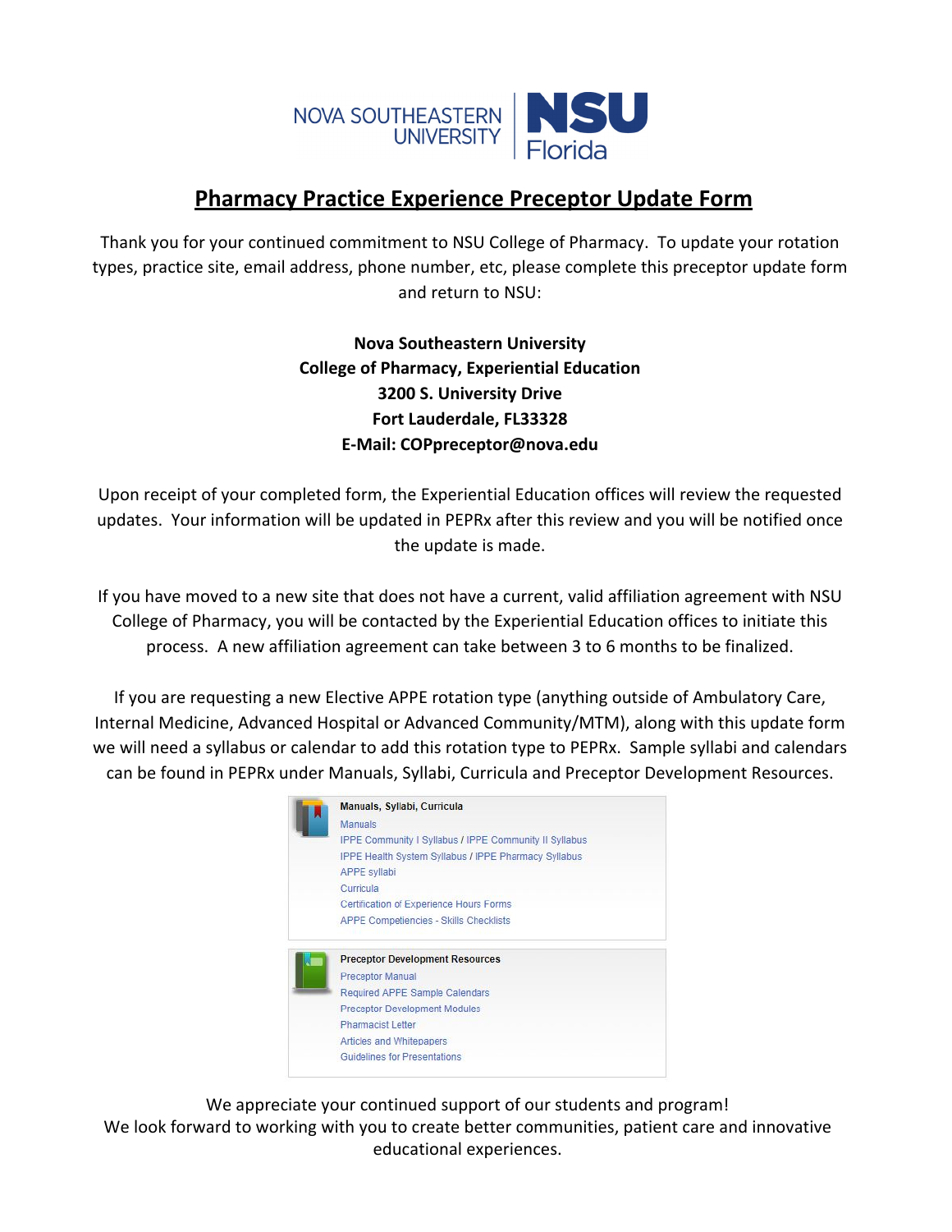# Pharmacy Practice Experience Preceptor Update Form

Thank you for your continued commitment to NSU College of Pharmacy. To update your rotation types, practice site, email address, phone number, etc, please complete this preceptor update form and return to NSU:

**Nova Southeastern University**
**College of Pharmacy, Experiential Education**
**3200 S. University Drive**
**Fort Lauderdale, FL33328**
**E-Mail: COPpreceptor@nova.edu**

Upon receipt of your completed form, the Experiential Education offices will review the requested updates. Your information will be updated in PEPRx after this review and you will be notified once the update is made.

If you have moved to a new site that does not have a current, valid affiliation agreement with NSU College of Pharmacy, you will be contacted by the Experiential Education offices to initiate this process. A new affiliation agreement can take between 3 to 6 months to be finalized.

If you are requesting a new Elective APPE rotation type (anything outside of Ambulatory Care, Internal Medicine, Advanced Hospital or Advanced Community/MTM), along with this update form we will need a syllabus or calendar to add this rotation type to PEPRx. Sample syllabi and calendars can be found in PEPRx under Manuals, Syllabi, Curricula and Preceptor Development Resources.

**Manuals, Syllabi, Curricula**
- Manuals
- IPPE Community I Syllabus / IPPE Community II Syllabus
- IPPE Health System Syllabus / IPPE Pharmacy Syllabus
- APPE syllabi
- Curricula
- Certification of Experience Hours Forms
- APPE Competiencies - Skills Checklists

**Preceptor Development Resources**
- Preceptor Manual
- Required APPE Sample Calendars
- Preceptor Development Modules
- Pharmacist Letter
- Articles and Whitepapers
- Guidelines for Presentations

We appreciate your continued support of our students and program!
We look forward to working with you to create better communities, patient care and innovative educational experiences.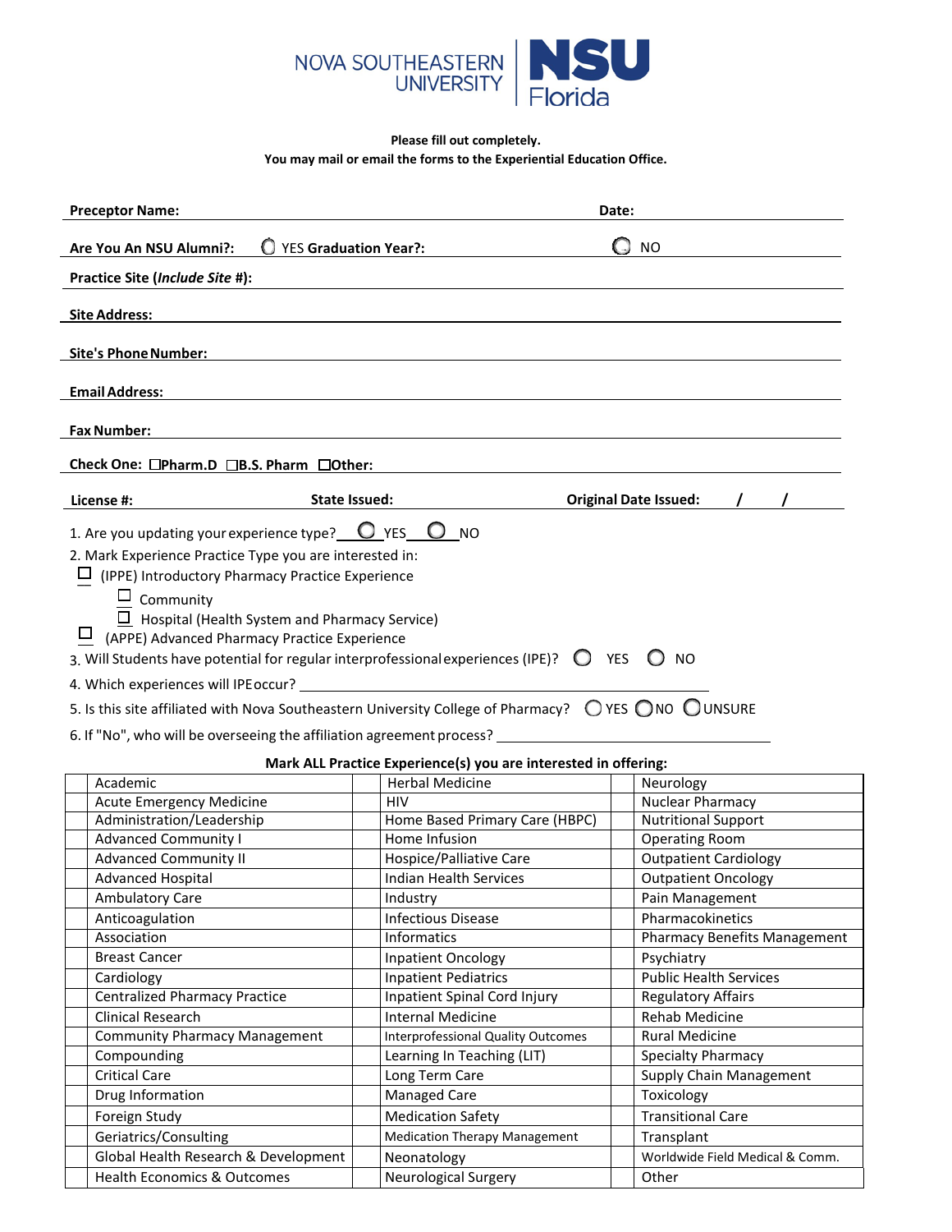NOVA SOUTHEASTERN UNIVERSITY | NSU Florida

**Please fill out completely.**
**You may mail or email the forms to the Experiential Education Office.**

**Preceptor Name:** ______________________ **Date:** __________

**Are You An NSU Alumni?:** ◯ YES **Graduation Year?:** __________ ◯ NO

**Practice Site (*Include Site #*):** ______________________

**Site Address:** ______________________

**Site's Phone Number:** ______________________

**Email Address:** ______________________

**Fax Number:** ______________________

**Check One:** ☐**Pharm.D** ☐**B.S. Pharm** ☐**Other:** __________

**License #:** __________ **State Issued:** __________ **Original Date Issued:** / /

1. Are you updating your experience type? ◯ YES ◯ NO
2. Mark Experience Practice Type you are interested in:
   - ☐ (IPPE) Introductory Pharmacy Practice Experience
     - ☐ Community
     - ☐ Hospital (Health System and Pharmacy Service)
   - ☐ (APPE) Advanced Pharmacy Practice Experience
3. Will Students have potential for regular interprofessional experiences (IPE)? ◯ YES ◯ NO
4. Which experiences will IPE occur? ______________________
5. Is this site affiliated with Nova Southeastern University College of Pharmacy? ◯ YES ◯ NO ◯ UNSURE
6. If "No", who will be overseeing the affiliation agreement process? ______________________

**Mark ALL Practice Experience(s) you are interested in offering:**

| | | | | | |
|---|---|---|---|---|---|
| | Academic | | Herbal Medicine | | Neurology |
| | Acute Emergency Medicine | | HIV | | Nuclear Pharmacy |
| | Administration/Leadership | | Home Based Primary Care (HBPC) | | Nutritional Support |
| | Advanced Community I | | Home Infusion | | Operating Room |
| | Advanced Community II | | Hospice/Palliative Care | | Outpatient Cardiology |
| | Advanced Hospital | | Indian Health Services | | Outpatient Oncology |
| | Ambulatory Care | | Industry | | Pain Management |
| | Anticoagulation | | Infectious Disease | | Pharmacokinetics |
| | Association | | Informatics | | Pharmacy Benefits Management |
| | Breast Cancer | | Inpatient Oncology | | Psychiatry |
| | Cardiology | | Inpatient Pediatrics | | Public Health Services |
| | Centralized Pharmacy Practice | | Inpatient Spinal Cord Injury | | Regulatory Affairs |
| | Clinical Research | | Internal Medicine | | Rehab Medicine |
| | Community Pharmacy Management | | Interprofessional Quality Outcomes | | Rural Medicine |
| | Compounding | | Learning In Teaching (LIT) | | Specialty Pharmacy |
| | Critical Care | | Long Term Care | | Supply Chain Management |
| | Drug Information | | Managed Care | | Toxicology |
| | Foreign Study | | Medication Safety | | Transitional Care |
| | Geriatrics/Consulting | | Medication Therapy Management | | Transplant |
| | Global Health Research & Development | | Neonatology | | Worldwide Field Medical & Comm. |
| | Health Economics & Outcomes | | Neurological Surgery | | Other |